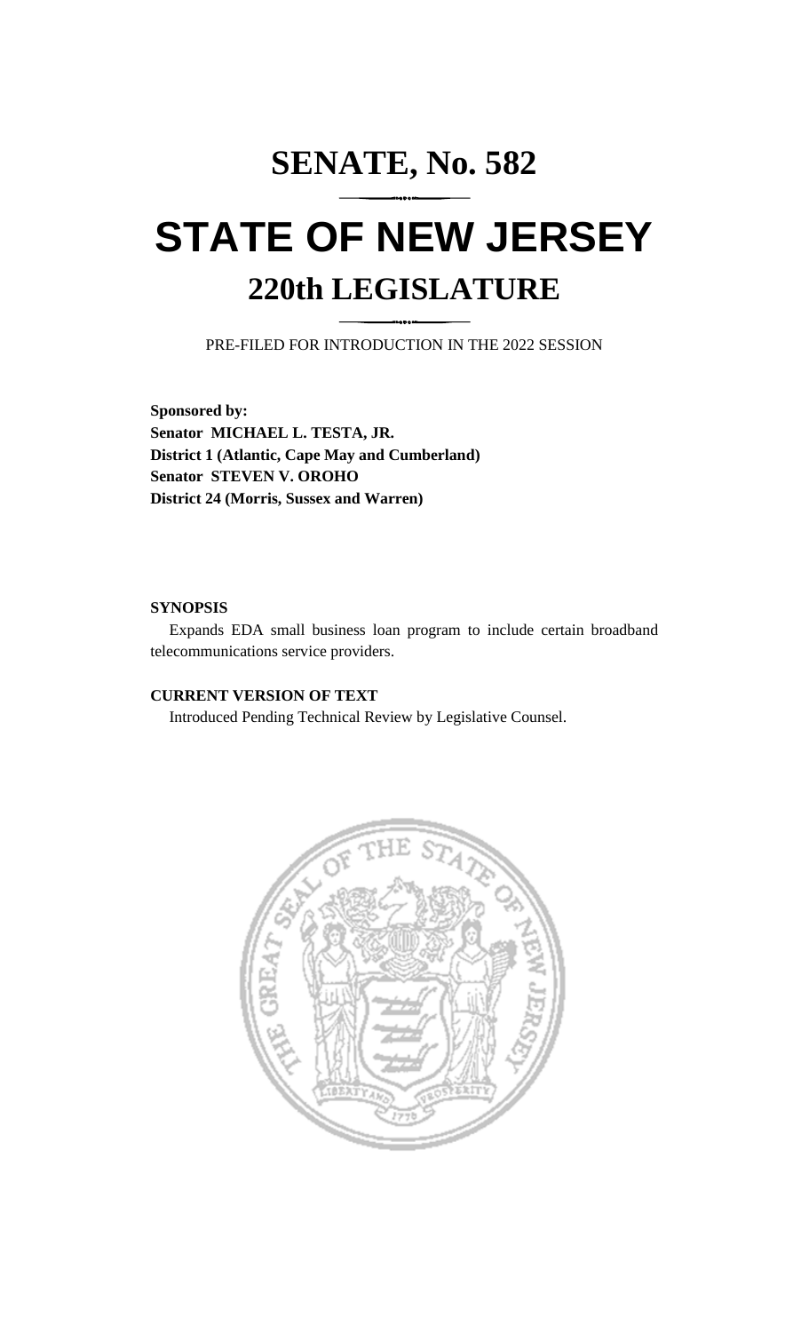# SENATE, No. 582

# STATE OF NEW JERSEY

## 220th LEGISLATURE

PRE-FILED FOR INTRODUCTION IN THE 2022 SESSION

**Sponsored by:**
**Senator MICHAEL L. TESTA, JR.**
**District 1 (Atlantic, Cape May and Cumberland)**
**Senator STEVEN V. OROHO**
**District 24 (Morris, Sussex and Warren)**

**SYNOPSIS**

Expands EDA small business loan program to include certain broadband telecommunications service providers.

**CURRENT VERSION OF TEXT**

Introduced Pending Technical Review by Legislative Counsel.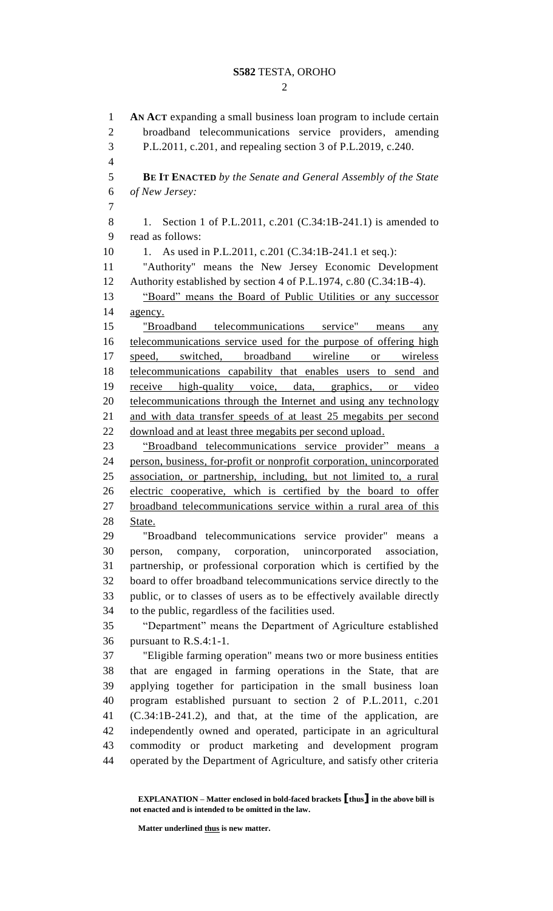**AN ACT** expanding a small business loan program to include certain broadband telecommunications service providers, amending P.L.2011, c.201, and repealing section 3 of P.L.2019, c.240.

**BE IT ENACTED** *by the Senate and General Assembly of the State of New Jersey:*

1. Section 1 of P.L.2011, c.201 (C.34:1B-241.1) is amended to read as follows:

1. As used in P.L.2011, c.201 (C.34:1B-241.1 et seq.):

"Authority" means the New Jersey Economic Development Authority established by section 4 of P.L.1974, c.80 (C.34:1B-4).

<u>"Board" means the Board of Public Utilities or any successor agency.</u>

<u>"Broadband telecommunications service" means any telecommunications service used for the purpose of offering high speed, switched, broadband wireline or wireless telecommunications capability that enables users to send and receive high-quality voice, data, graphics, or video telecommunications through the Internet and using any technology and with data transfer speeds of at least 25 megabits per second download and at least three megabits per second upload.</u>

<u>"Broadband telecommunications service provider" means a person, business, for-profit or nonprofit corporation, unincorporated association, or partnership, including, but not limited to, a rural electric cooperative, which is certified by the board to offer broadband telecommunications service within a rural area of this State.</u>

"Broadband telecommunications service provider" means a person, company, corporation, unincorporated association, partnership, or professional corporation which is certified by the board to offer broadband telecommunications service directly to the public, or to classes of users as to be effectively available directly to the public, regardless of the facilities used.

"Department" means the Department of Agriculture established pursuant to R.S.4:1-1.

"Eligible farming operation" means two or more business entities that are engaged in farming operations in the State, that are applying together for participation in the small business loan program established pursuant to section 2 of P.L.2011, c.201 (C.34:1B-241.2), and that, at the time of the application, are independently owned and operated, participate in an agricultural commodity or product marketing and development program operated by the Department of Agriculture, and satisfy other criteria

**EXPLANATION – Matter enclosed in bold-faced brackets [thus] in the above bill is not enacted and is intended to be omitted in the law.**

**Matter underlined <u>thus</u> is new matter.**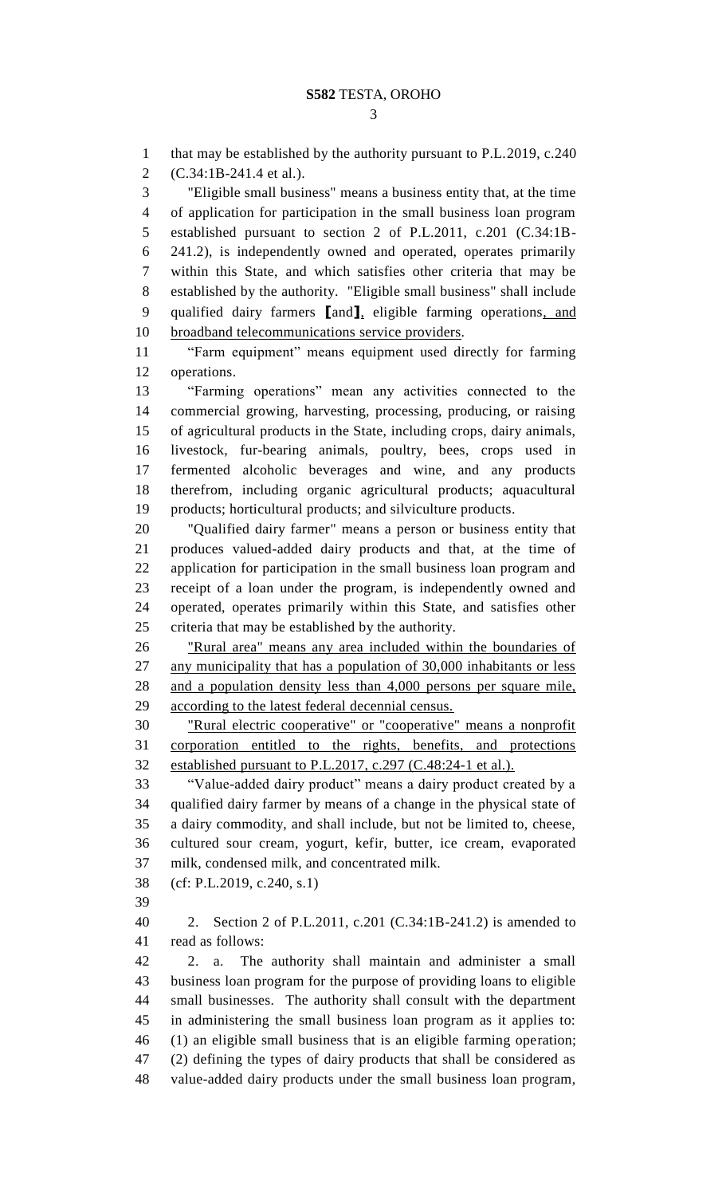that may be established by the authority pursuant to P.L.2019, c.240 (C.34:1B-241.4 et al.).

"Eligible small business" means a business entity that, at the time of application for participation in the small business loan program established pursuant to section 2 of P.L.2011, c.201 (C.34:1B-241.2), is independently owned and operated, operates primarily within this State, and which satisfies other criteria that may be established by the authority. "Eligible small business" shall include qualified dairy farmers [and], eligible farming operations, and broadband telecommunications service providers.

"Farm equipment" means equipment used directly for farming operations.

"Farming operations" mean any activities connected to the commercial growing, harvesting, processing, producing, or raising of agricultural products in the State, including crops, dairy animals, livestock, fur-bearing animals, poultry, bees, crops used in fermented alcoholic beverages and wine, and any products therefrom, including organic agricultural products; aquacultural products; horticultural products; and silviculture products.

"Qualified dairy farmer" means a person or business entity that produces valued-added dairy products and that, at the time of application for participation in the small business loan program and receipt of a loan under the program, is independently owned and operated, operates primarily within this State, and satisfies other criteria that may be established by the authority.

"Rural area" means any area included within the boundaries of any municipality that has a population of 30,000 inhabitants or less and a population density less than 4,000 persons per square mile, according to the latest federal decennial census.

"Rural electric cooperative" or "cooperative" means a nonprofit corporation entitled to the rights, benefits, and protections established pursuant to P.L.2017, c.297 (C.48:24-1 et al.).

"Value-added dairy product" means a dairy product created by a qualified dairy farmer by means of a change in the physical state of a dairy commodity, and shall include, but not be limited to, cheese, cultured sour cream, yogurt, kefir, butter, ice cream, evaporated milk, condensed milk, and concentrated milk.

(cf: P.L.2019, c.240, s.1)

2. Section 2 of P.L.2011, c.201 (C.34:1B-241.2) is amended to read as follows:

2. a. The authority shall maintain and administer a small business loan program for the purpose of providing loans to eligible small businesses. The authority shall consult with the department in administering the small business loan program as it applies to: (1) an eligible small business that is an eligible farming operation; (2) defining the types of dairy products that shall be considered as value-added dairy products under the small business loan program,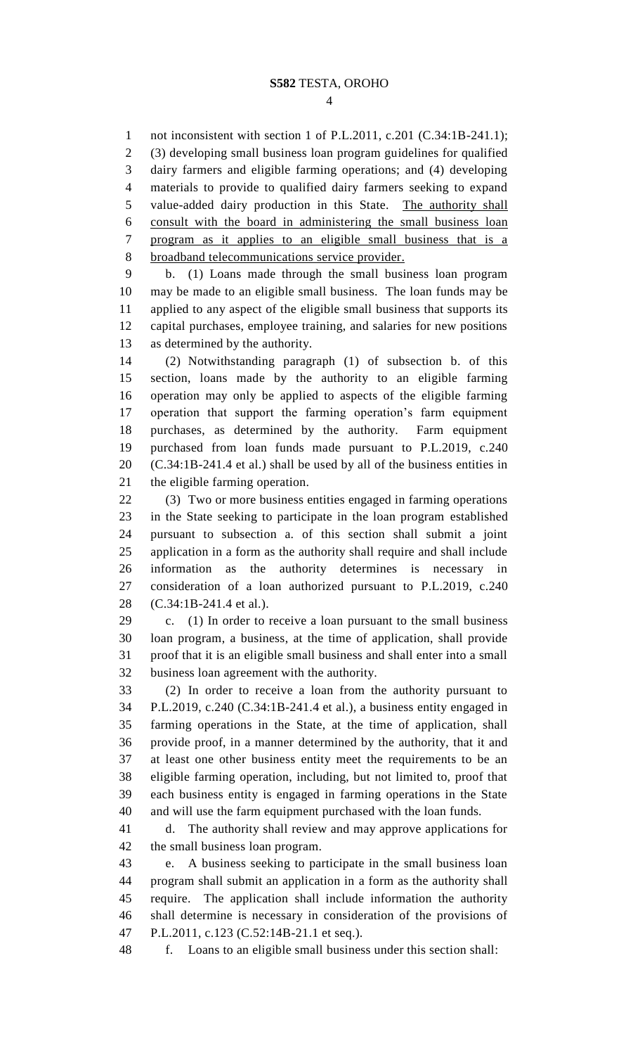not inconsistent with section 1 of P.L.2011, c.201 (C.34:1B-241.1); (3) developing small business loan program guidelines for qualified dairy farmers and eligible farming operations; and (4) developing materials to provide to qualified dairy farmers seeking to expand value-added dairy production in this State. The authority shall consult with the board in administering the small business loan program as it applies to an eligible small business that is a broadband telecommunications service provider.

b. (1) Loans made through the small business loan program may be made to an eligible small business. The loan funds may be applied to any aspect of the eligible small business that supports its capital purchases, employee training, and salaries for new positions as determined by the authority.

(2) Notwithstanding paragraph (1) of subsection b. of this section, loans made by the authority to an eligible farming operation may only be applied to aspects of the eligible farming operation that support the farming operation's farm equipment purchases, as determined by the authority. Farm equipment purchased from loan funds made pursuant to P.L.2019, c.240 (C.34:1B-241.4 et al.) shall be used by all of the business entities in the eligible farming operation.

(3) Two or more business entities engaged in farming operations in the State seeking to participate in the loan program established pursuant to subsection a. of this section shall submit a joint application in a form as the authority shall require and shall include information as the authority determines is necessary in consideration of a loan authorized pursuant to P.L.2019, c.240 (C.34:1B-241.4 et al.).

c. (1) In order to receive a loan pursuant to the small business loan program, a business, at the time of application, shall provide proof that it is an eligible small business and shall enter into a small business loan agreement with the authority.

(2) In order to receive a loan from the authority pursuant to P.L.2019, c.240 (C.34:1B-241.4 et al.), a business entity engaged in farming operations in the State, at the time of application, shall provide proof, in a manner determined by the authority, that it and at least one other business entity meet the requirements to be an eligible farming operation, including, but not limited to, proof that each business entity is engaged in farming operations in the State and will use the farm equipment purchased with the loan funds.

d. The authority shall review and may approve applications for the small business loan program.

e. A business seeking to participate in the small business loan program shall submit an application in a form as the authority shall require. The application shall include information the authority shall determine is necessary in consideration of the provisions of P.L.2011, c.123 (C.52:14B-21.1 et seq.).

f. Loans to an eligible small business under this section shall: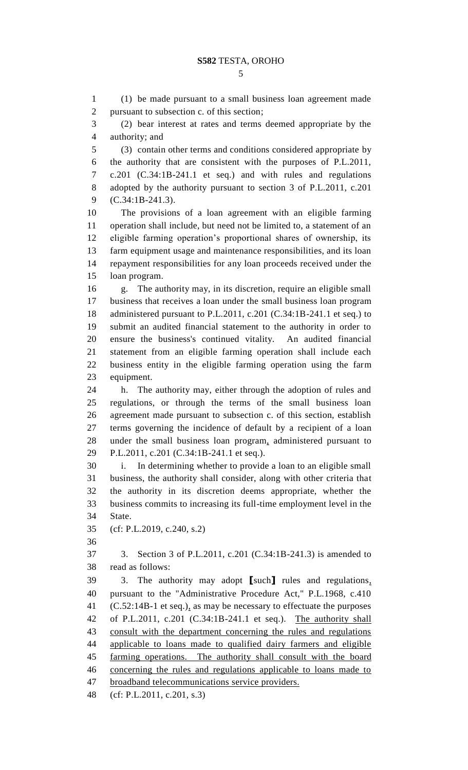(1) be made pursuant to a small business loan agreement made pursuant to subsection c. of this section;

(2) bear interest at rates and terms deemed appropriate by the authority; and

(3) contain other terms and conditions considered appropriate by the authority that are consistent with the purposes of P.L.2011, c.201 (C.34:1B-241.1 et seq.) and with rules and regulations adopted by the authority pursuant to section 3 of P.L.2011, c.201 (C.34:1B-241.3).

The provisions of a loan agreement with an eligible farming operation shall include, but need not be limited to, a statement of an eligible farming operation's proportional shares of ownership, its farm equipment usage and maintenance responsibilities, and its loan repayment responsibilities for any loan proceeds received under the loan program.

g. The authority may, in its discretion, require an eligible small business that receives a loan under the small business loan program administered pursuant to P.L.2011, c.201 (C.34:1B-241.1 et seq.) to submit an audited financial statement to the authority in order to ensure the business's continued vitality. An audited financial statement from an eligible farming operation shall include each business entity in the eligible farming operation using the farm equipment.

h. The authority may, either through the adoption of rules and regulations, or through the terms of the small business loan agreement made pursuant to subsection c. of this section, establish terms governing the incidence of default by a recipient of a loan under the small business loan program, administered pursuant to P.L.2011, c.201 (C.34:1B-241.1 et seq.).

i. In determining whether to provide a loan to an eligible small business, the authority shall consider, along with other criteria that the authority in its discretion deems appropriate, whether the business commits to increasing its full-time employment level in the State.

(cf: P.L.2019, c.240, s.2)

3. Section 3 of P.L.2011, c.201 (C.34:1B-241.3) is amended to read as follows:

3. The authority may adopt [such] rules and regulations, pursuant to the "Administrative Procedure Act," P.L.1968, c.410 (C.52:14B-1 et seq.), as may be necessary to effectuate the purposes of P.L.2011, c.201 (C.34:1B-241.1 et seq.). The authority shall consult with the department concerning the rules and regulations applicable to loans made to qualified dairy farmers and eligible farming operations. The authority shall consult with the board concerning the rules and regulations applicable to loans made to broadband telecommunications service providers.

(cf: P.L.2011, c.201, s.3)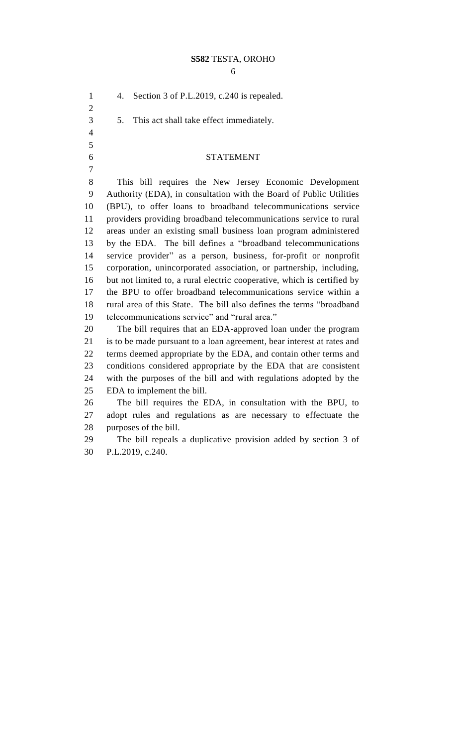4. Section 3 of P.L.2019, c.240 is repealed.

5. This act shall take effect immediately.

## STATEMENT

This bill requires the New Jersey Economic Development Authority (EDA), in consultation with the Board of Public Utilities (BPU), to offer loans to broadband telecommunications service providers providing broadband telecommunications service to rural areas under an existing small business loan program administered by the EDA. The bill defines a "broadband telecommunications service provider" as a person, business, for-profit or nonprofit corporation, unincorporated association, or partnership, including, but not limited to, a rural electric cooperative, which is certified by the BPU to offer broadband telecommunications service within a rural area of this State. The bill also defines the terms "broadband telecommunications service" and "rural area."

The bill requires that an EDA-approved loan under the program is to be made pursuant to a loan agreement, bear interest at rates and terms deemed appropriate by the EDA, and contain other terms and conditions considered appropriate by the EDA that are consistent with the purposes of the bill and with regulations adopted by the EDA to implement the bill.

The bill requires the EDA, in consultation with the BPU, to adopt rules and regulations as are necessary to effectuate the purposes of the bill.

The bill repeals a duplicative provision added by section 3 of P.L.2019, c.240.